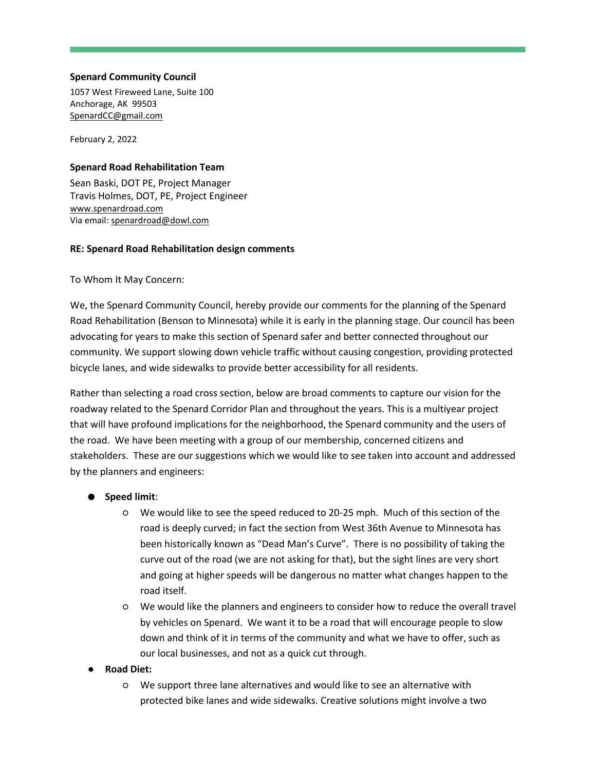**Spenard Community Council**

1057 West Fireweed Lane, Suite 100
Anchorage, AK 99503
SpenardCC@gmail.com

February 2, 2022

**Spenard Road Rehabilitation Team**

Sean Baski, DOT PE, Project Manager
Travis Holmes, DOT, PE, Project Engineer
www.spenardroad.com
Via email: spenardroad@dowl.com

**RE: Spenard Road Rehabilitation design comments**

To Whom It May Concern:

We, the Spenard Community Council, hereby provide our comments for the planning of the Spenard Road Rehabilitation (Benson to Minnesota) while it is early in the planning stage. Our council has been advocating for years to make this section of Spenard safer and better connected throughout our community. We support slowing down vehicle traffic without causing congestion, providing protected bicycle lanes, and wide sidewalks to provide better accessibility for all residents.

Rather than selecting a road cross section, below are broad comments to capture our vision for the roadway related to the Spenard Corridor Plan and throughout the years. This is a multiyear project that will have profound implications for the neighborhood, the Spenard community and the users of the road. We have been meeting with a group of our membership, concerned citizens and stakeholders. These are our suggestions which we would like to see taken into account and addressed by the planners and engineers:

- **Speed limit**:
  - We would like to see the speed reduced to 20-25 mph. Much of this section of the road is deeply curved; in fact the section from West 36th Avenue to Minnesota has been historically known as "Dead Man's Curve". There is no possibility of taking the curve out of the road (we are not asking for that), but the sight lines are very short and going at higher speeds will be dangerous no matter what changes happen to the road itself.
  - We would like the planners and engineers to consider how to reduce the overall travel by vehicles on Spenard. We want it to be a road that will encourage people to slow down and think of it in terms of the community and what we have to offer, such as our local businesses, and not as a quick cut through.
- **Road Diet:**
  - We support three lane alternatives and would like to see an alternative with protected bike lanes and wide sidewalks. Creative solutions might involve a two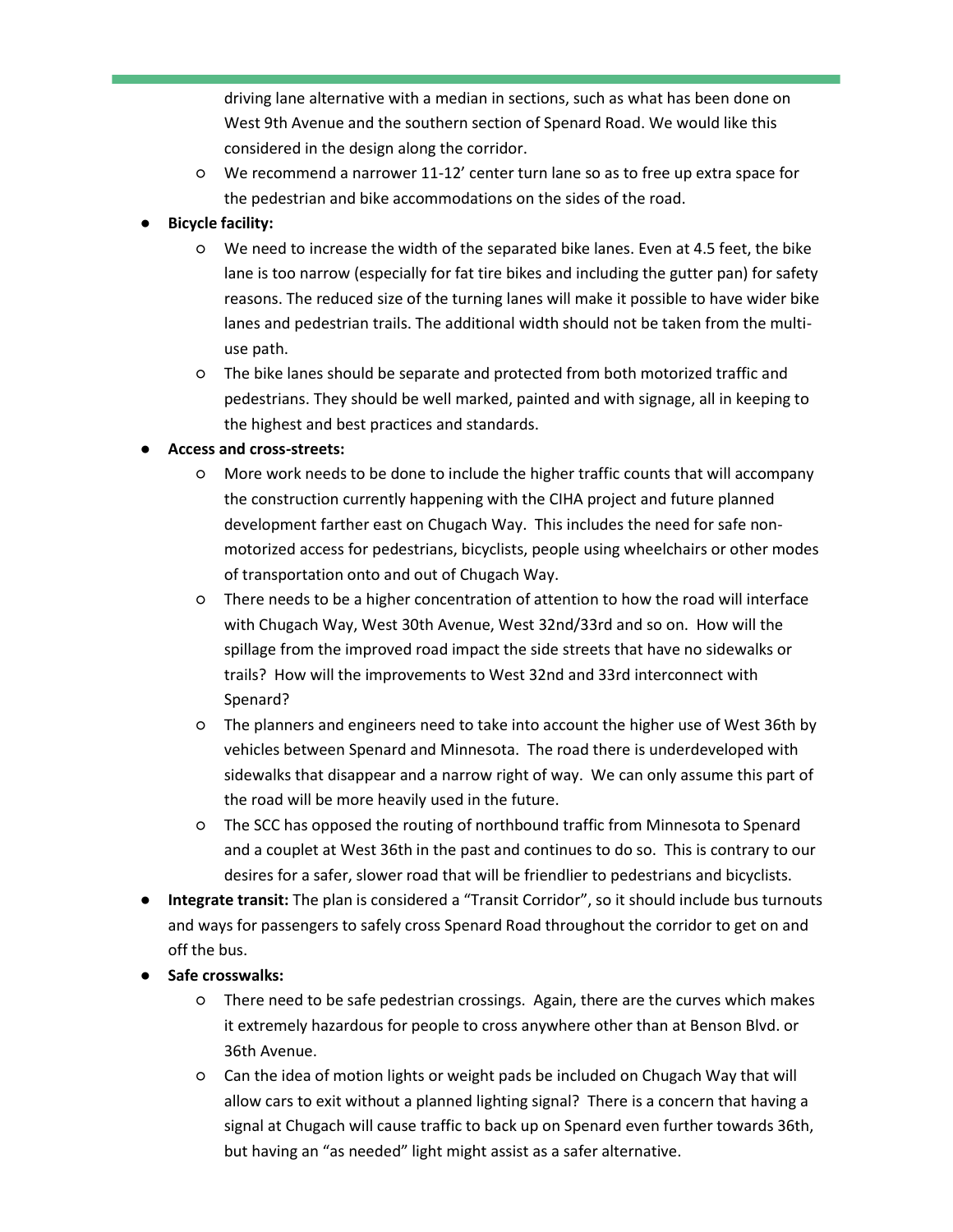driving lane alternative with a median in sections, such as what has been done on West 9th Avenue and the southern section of Spenard Road. We would like this considered in the design along the corridor.
    - We recommend a narrower 11-12' center turn lane so as to free up extra space for the pedestrian and bike accommodations on the sides of the road.
- **Bicycle facility:**
    - We need to increase the width of the separated bike lanes. Even at 4.5 feet, the bike lane is too narrow (especially for fat tire bikes and including the gutter pan) for safety reasons. The reduced size of the turning lanes will make it possible to have wider bike lanes and pedestrian trails. The additional width should not be taken from the multi-use path.
    - The bike lanes should be separate and protected from both motorized traffic and pedestrians. They should be well marked, painted and with signage, all in keeping to the highest and best practices and standards.
- **Access and cross-streets:**
    - More work needs to be done to include the higher traffic counts that will accompany the construction currently happening with the CIHA project and future planned development farther east on Chugach Way. This includes the need for safe non-motorized access for pedestrians, bicyclists, people using wheelchairs or other modes of transportation onto and out of Chugach Way.
    - There needs to be a higher concentration of attention to how the road will interface with Chugach Way, West 30th Avenue, West 32nd/33rd and so on. How will the spillage from the improved road impact the side streets that have no sidewalks or trails? How will the improvements to West 32nd and 33rd interconnect with Spenard?
    - The planners and engineers need to take into account the higher use of West 36th by vehicles between Spenard and Minnesota. The road there is underdeveloped with sidewalks that disappear and a narrow right of way. We can only assume this part of the road will be more heavily used in the future.
    - The SCC has opposed the routing of northbound traffic from Minnesota to Spenard and a couplet at West 36th in the past and continues to do so. This is contrary to our desires for a safer, slower road that will be friendlier to pedestrians and bicyclists.
- **Integrate transit:** The plan is considered a "Transit Corridor", so it should include bus turnouts and ways for passengers to safely cross Spenard Road throughout the corridor to get on and off the bus.
- **Safe crosswalks:**
    - There need to be safe pedestrian crossings. Again, there are the curves which makes it extremely hazardous for people to cross anywhere other than at Benson Blvd. or 36th Avenue.
    - Can the idea of motion lights or weight pads be included on Chugach Way that will allow cars to exit without a planned lighting signal? There is a concern that having a signal at Chugach will cause traffic to back up on Spenard even further towards 36th, but having an "as needed" light might assist as a safer alternative.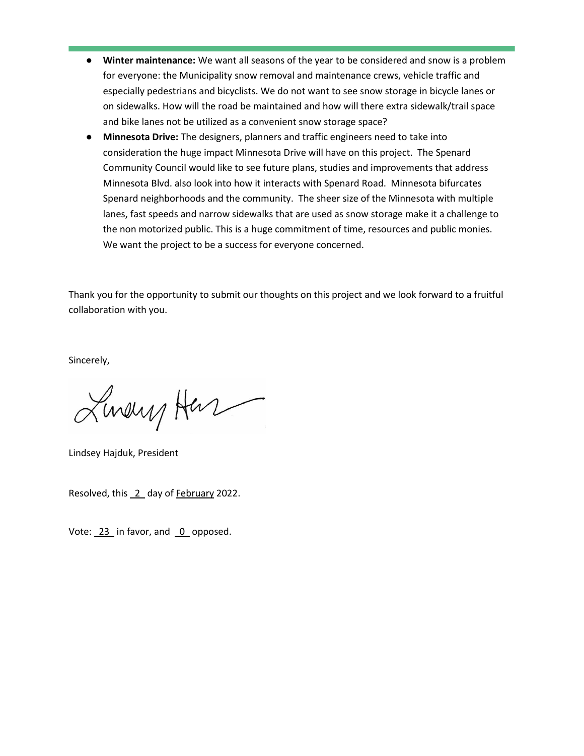- **Winter maintenance:** We want all seasons of the year to be considered and snow is a problem for everyone: the Municipality snow removal and maintenance crews, vehicle traffic and especially pedestrians and bicyclists. We do not want to see snow storage in bicycle lanes or on sidewalks. How will the road be maintained and how will there extra sidewalk/trail space and bike lanes not be utilized as a convenient snow storage space?
- **Minnesota Drive:** The designers, planners and traffic engineers need to take into consideration the huge impact Minnesota Drive will have on this project. The Spenard Community Council would like to see future plans, studies and improvements that address Minnesota Blvd. also look into how it interacts with Spenard Road. Minnesota bifurcates Spenard neighborhoods and the community. The sheer size of the Minnesota with multiple lanes, fast speeds and narrow sidewalks that are used as snow storage make it a challenge to the non motorized public. This is a huge commitment of time, resources and public monies. We want the project to be a success for everyone concerned.

Thank you for the opportunity to submit our thoughts on this project and we look forward to a fruitful collaboration with you.

Sincerely,

Lindsey Hajduk, President

Resolved, this 2 day of February 2022.

Vote: 23 in favor, and 0 opposed.